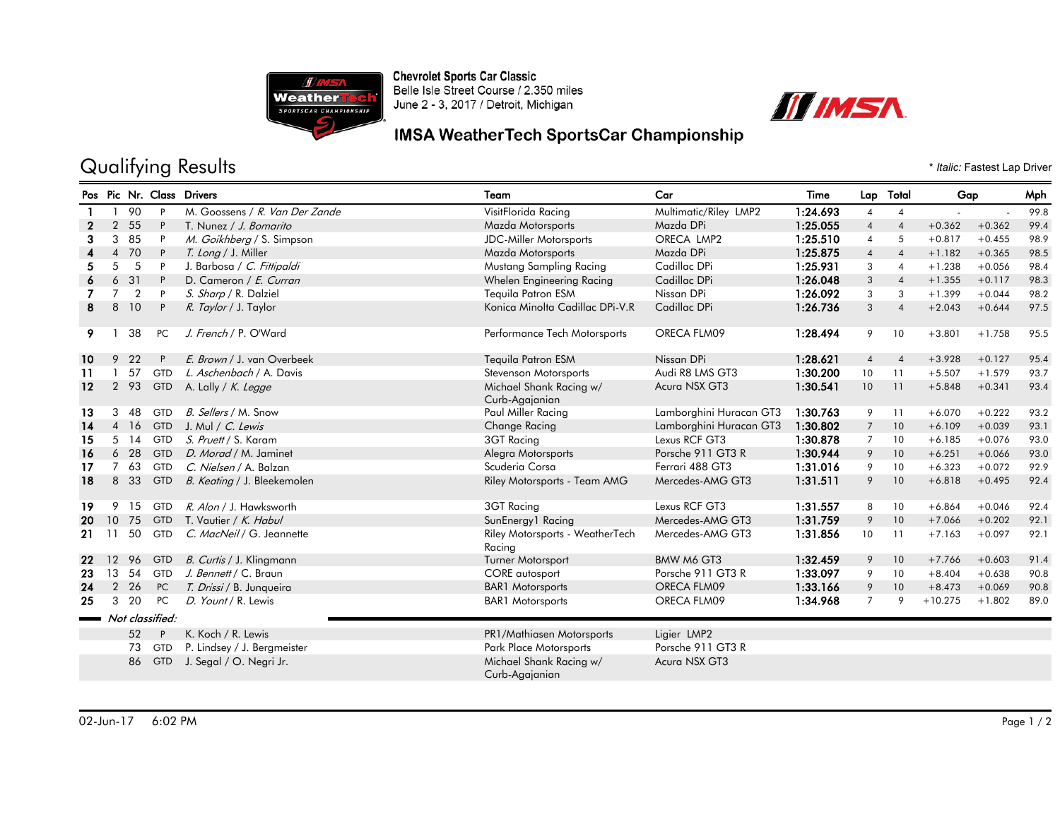Chevrolet Sports Car Classic
Belle Isle Street Course / 2.350 miles
June 2 - 3, 2017 / Detroit, Michigan

## IMSA WeatherTech SportsCar Championship

# Qualifying Results

\* *Italic:* Fastest Lap Driver

| Pos | Pic | Nr. | Class | Drivers | Team | Car | Time | Lap | Total | Gap | | Mph |
|---|---|---|---|---|---|---|---|---|---|---|---|---|
| 1 | 1 | 90 | P | M. Goossens / *R. Van Der Zande* | VisitFlorida Racing | Multimatic/Riley LMP2 | 1:24.693 | 4 | 4 | - | - | 99.8 |
| 2 | 2 | 55 | P | T. Nunez / *J. Bomarito* | Mazda Motorsports | Mazda DPi | 1:25.055 | 4 | 4 | +0.362 | +0.362 | 99.4 |
| 3 | 3 | 85 | P | *M. Goikhberg* / S. Simpson | JDC-Miller Motorsports | ORECA LMP2 | 1:25.510 | 4 | 5 | +0.817 | +0.455 | 98.9 |
| 4 | 4 | 70 | P | *T. Long* / J. Miller | Mazda Motorsports | Mazda DPi | 1:25.875 | 4 | 4 | +1.182 | +0.365 | 98.5 |
| 5 | 5 | 5 | P | J. Barbosa / *C. Fittipaldi* | Mustang Sampling Racing | Cadillac DPi | 1:25.931 | 3 | 4 | +1.238 | +0.056 | 98.4 |
| 6 | 6 | 31 | P | D. Cameron / *E. Curran* | Whelen Engineering Racing | Cadillac DPi | 1:26.048 | 3 | 4 | +1.355 | +0.117 | 98.3 |
| 7 | 7 | 2 | P | *S. Sharp* / R. Dalziel | Tequila Patron ESM | Nissan DPi | 1:26.092 | 3 | 3 | +1.399 | +0.044 | 98.2 |
| 8 | 8 | 10 | P | *R. Taylor* / J. Taylor | Konica Minolta Cadillac DPi-V.R | Cadillac DPi | 1:26.736 | 3 | 4 | +2.043 | +0.644 | 97.5 |
| 9 | 1 | 38 | PC | *J. French* / P. O'Ward | Performance Tech Motorsports | ORECA FLM09 | 1:28.494 | 9 | 10 | +3.801 | +1.758 | 95.5 |
| 10 | 9 | 22 | P | *E. Brown* / J. van Overbeek | Tequila Patron ESM | Nissan DPi | 1:28.621 | 4 | 4 | +3.928 | +0.127 | 95.4 |
| 11 | 1 | 57 | GTD | *L. Aschenbach* / A. Davis | Stevenson Motorsports | Audi R8 LMS GT3 | 1:30.200 | 10 | 11 | +5.507 | +1.579 | 93.7 |
| 12 | 2 | 93 | GTD | A. Lally / *K. Legge* | Michael Shank Racing w/ Curb-Agajanian | Acura NSX GT3 | 1:30.541 | 10 | 11 | +5.848 | +0.341 | 93.4 |
| 13 | 3 | 48 | GTD | *B. Sellers* / M. Snow | Paul Miller Racing | Lamborghini Huracan GT3 | 1:30.763 | 9 | 11 | +6.070 | +0.222 | 93.2 |
| 14 | 4 | 16 | GTD | J. Mul / *C. Lewis* | Change Racing | Lamborghini Huracan GT3 | 1:30.802 | 7 | 10 | +6.109 | +0.039 | 93.1 |
| 15 | 5 | 14 | GTD | *S. Pruett* / S. Karam | 3GT Racing | Lexus RCF GT3 | 1:30.878 | 7 | 10 | +6.185 | +0.076 | 93.0 |
| 16 | 6 | 28 | GTD | *D. Morad* / M. Jaminet | Alegra Motorsports | Porsche 911 GT3 R | 1:30.944 | 9 | 10 | +6.251 | +0.066 | 93.0 |
| 17 | 7 | 63 | GTD | *C. Nielsen* / A. Balzan | Scuderia Corsa | Ferrari 488 GT3 | 1:31.016 | 9 | 10 | +6.323 | +0.072 | 92.9 |
| 18 | 8 | 33 | GTD | *B. Keating* / J. Bleekemolen | Riley Motorsports - Team AMG | Mercedes-AMG GT3 | 1:31.511 | 9 | 10 | +6.818 | +0.495 | 92.4 |
| 19 | 9 | 15 | GTD | *R. Alon* / J. Hawksworth | 3GT Racing | Lexus RCF GT3 | 1:31.557 | 8 | 10 | +6.864 | +0.046 | 92.4 |
| 20 | 10 | 75 | GTD | T. Vautier / *K. Habul* | SunEnergy1 Racing | Mercedes-AMG GT3 | 1:31.759 | 9 | 10 | +7.066 | +0.202 | 92.1 |
| 21 | 11 | 50 | GTD | *C. MacNeil* / G. Jeannette | Riley Motorsports - WeatherTech Racing | Mercedes-AMG GT3 | 1:31.856 | 10 | 11 | +7.163 | +0.097 | 92.1 |
| 22 | 12 | 96 | GTD | *B. Curtis* / J. Klingmann | Turner Motorsport | BMW M6 GT3 | 1:32.459 | 9 | 10 | +7.766 | +0.603 | 91.4 |
| 23 | 13 | 54 | GTD | *J. Bennett* / C. Braun | CORE autosport | Porsche 911 GT3 R | 1:33.097 | 9 | 10 | +8.404 | +0.638 | 90.8 |
| 24 | 2 | 26 | PC | *T. Drissi* / B. Junqueira | BAR1 Motorsports | ORECA FLM09 | 1:33.166 | 9 | 10 | +8.473 | +0.069 | 90.8 |
| 25 | 3 | 20 | PC | *D. Yount* / R. Lewis | BAR1 Motorsports | ORECA FLM09 | 1:34.968 | 7 | 9 | +10.275 | +1.802 | 89.0 |
| *Not classified:* | | | | | | | | | | | | |
| | | 52 | P | K. Koch / R. Lewis | PR1/Mathiasen Motorsports | Ligier LMP2 | | | | | | |
| | | 73 | GTD | P. Lindsey / J. Bergmeister | Park Place Motorsports | Porsche 911 GT3 R | | | | | | |
| | | 86 | GTD | J. Segal / O. Negri Jr. | Michael Shank Racing w/ Curb-Agajanian | Acura NSX GT3 | | | | | | |

02-Jun-17 6:02 PM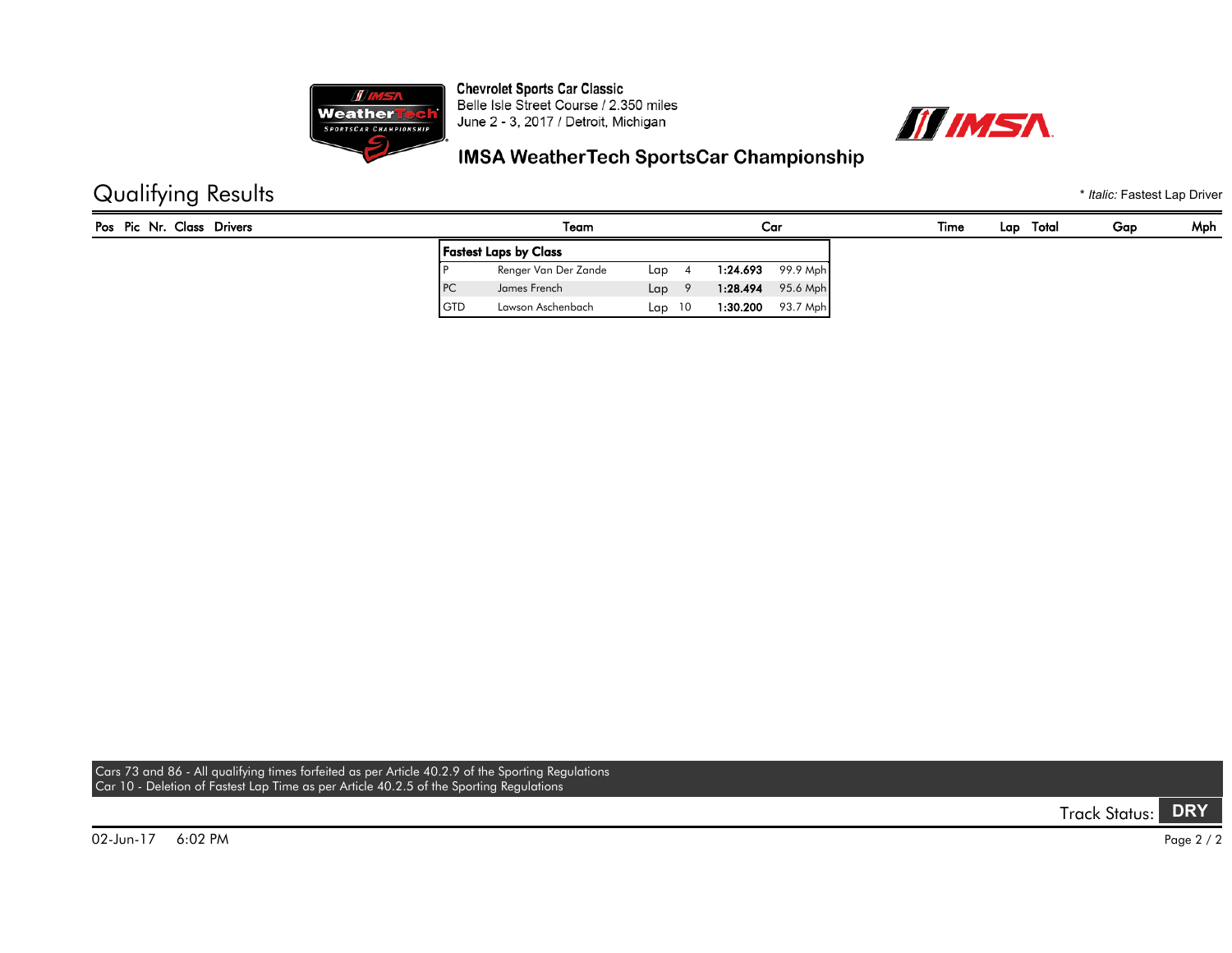**Chevrolet Sports Car Classic**
Belle Isle Street Course / 2.350 miles
June 2 - 3, 2017 / Detroit, Michigan

**IMSA WeatherTech SportsCar Championship**

# Qualifying Results

\* *Italic:* Fastest Lap Driver

| Pos | Pic | Nr. | Class | Drivers | Team | Car | Time | Lap | Total | Gap | Mph |
|---|---|---|---|---|---|---|---|---|---|---|---|

**Fastest Laps by Class**

| | | | | | |
|---|---|---|---|---|---|
| P | Renger Van Der Zande | Lap | 4 | **1:24.693** | 99.9 Mph |
| PC | James French | Lap | 9 | **1:28.494** | 95.6 Mph |
| GTD | Lawson Aschenbach | Lap | 10 | **1:30.200** | 93.7 Mph |

Cars 73 and 86 - All qualifying times forfeited as per Article 40.2.9 of the Sporting Regulations
Car 10 - Deletion of Fastest Lap Time as per Article 40.2.5 of the Sporting Regulations

Track Status: **DRY**

02-Jun-17 6:02 PM